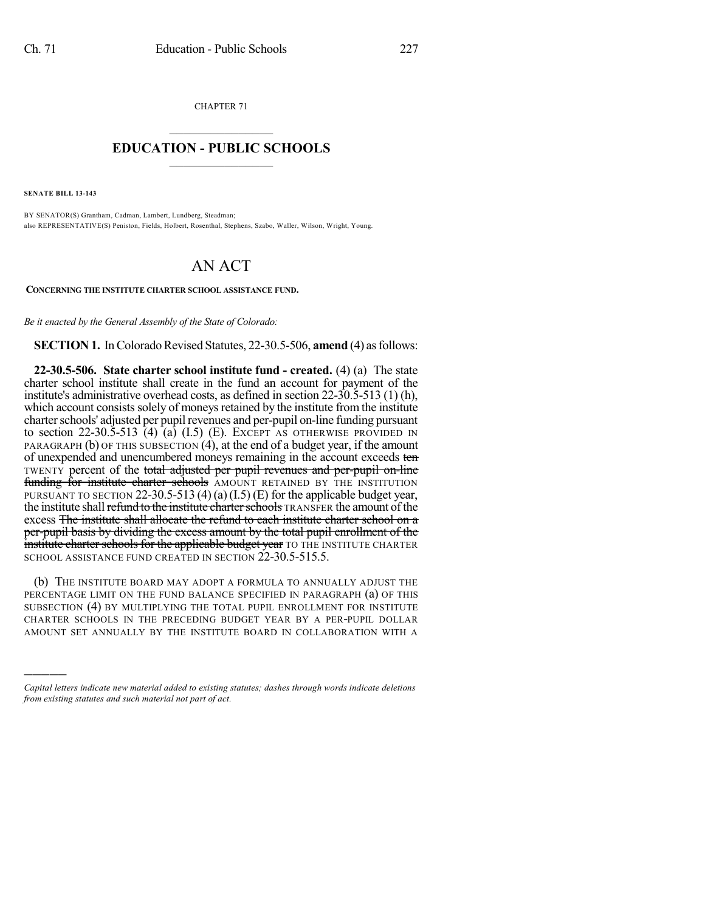CHAPTER 71

# EDUCATION - PUBLIC SCHOOLS

**SENATE BILL 13-143**

BY SENATOR(S) Grantham, Cadman, Lambert, Lundberg, Steadman;
also REPRESENTATIVE(S) Peniston, Fields, Holbert, Rosenthal, Stephens, Szabo, Waller, Wilson, Wright, Young.

# AN ACT

**CONCERNING THE INSTITUTE CHARTER SCHOOL ASSISTANCE FUND.**

*Be it enacted by the General Assembly of the State of Colorado:*

**SECTION 1.** In Colorado Revised Statutes, 22-30.5-506, **amend** (4) as follows:

**22-30.5-506. State charter school institute fund - created.** (4) (a) The state charter school institute shall create in the fund an account for payment of the institute's administrative overhead costs, as defined in section 22-30.5-513 (1) (h), which account consists solely of moneys retained by the institute from the institute charter schools' adjusted per pupil revenues and per-pupil on-line funding pursuant to section 22-30.5-513 (4) (a) (I.5) (E). EXCEPT AS OTHERWISE PROVIDED IN PARAGRAPH (b) OF THIS SUBSECTION (4), at the end of a budget year, if the amount of unexpended and unencumbered moneys remaining in the account exceeds ~~ten~~ TWENTY percent of the ~~total adjusted per pupil revenues and per-pupil on-line funding for institute charter schools~~ AMOUNT RETAINED BY THE INSTITUTION PURSUANT TO SECTION 22-30.5-513 (4) (a) (I.5) (E) for the applicable budget year, the institute shall ~~refund to the institute charter schools~~ TRANSFER the amount of the excess ~~The institute shall allocate the refund to each institute charter school on a per-pupil basis by dividing the excess amount by the total pupil enrollment of the institute charter schools for the applicable budget year~~ TO THE INSTITUTE CHARTER SCHOOL ASSISTANCE FUND CREATED IN SECTION 22-30.5-515.5.

(b) THE INSTITUTE BOARD MAY ADOPT A FORMULA TO ANNUALLY ADJUST THE PERCENTAGE LIMIT ON THE FUND BALANCE SPECIFIED IN PARAGRAPH (a) OF THIS SUBSECTION (4) BY MULTIPLYING THE TOTAL PUPIL ENROLLMENT FOR INSTITUTE CHARTER SCHOOLS IN THE PRECEDING BUDGET YEAR BY A PER-PUPIL DOLLAR AMOUNT SET ANNUALLY BY THE INSTITUTE BOARD IN COLLABORATION WITH A

---

*Capital letters indicate new material added to existing statutes; dashes through words indicate deletions from existing statutes and such material not part of act.*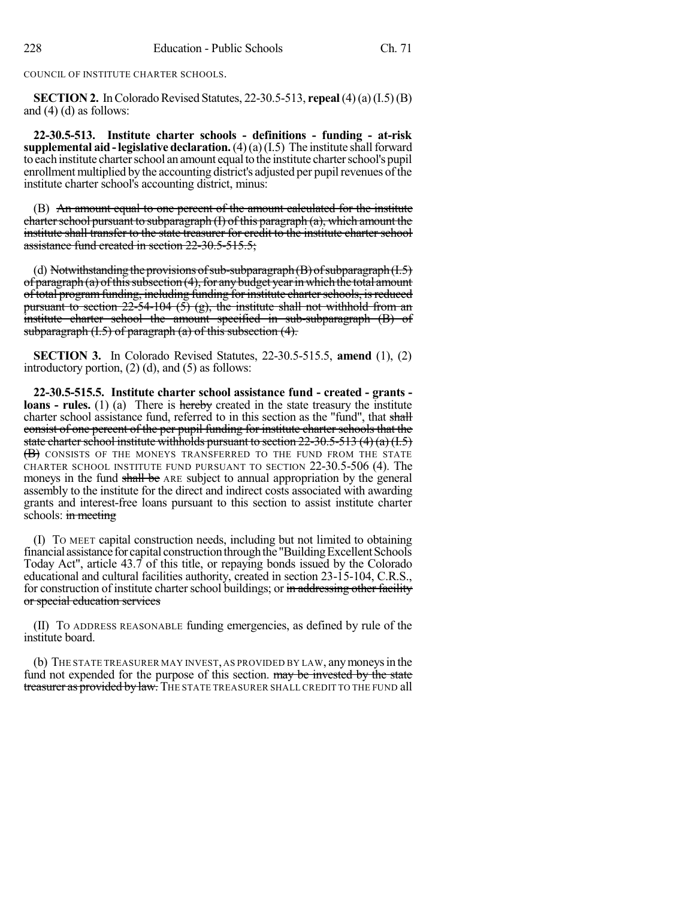COUNCIL OF INSTITUTE CHARTER SCHOOLS.

**SECTION 2.** In Colorado Revised Statutes, 22-30.5-513, **repeal** (4) (a) (I.5) (B) and (4) (d) as follows:

**22-30.5-513. Institute charter schools - definitions - funding - at-risk supplemental aid - legislative declaration.** (4) (a) (I.5) The institute shall forward to each institute charter school an amount equal to the institute charter school's pupil enrollment multiplied by the accounting district's adjusted per pupil revenues of the institute charter school's accounting district, minus:

(B) ~~An amount equal to one percent of the amount calculated for the institute charter school pursuant to subparagraph (I) of this paragraph (a), which amount the institute shall transfer to the state treasurer for credit to the institute charter school assistance fund created in section 22-30.5-515.5;~~

(d) ~~Notwithstanding the provisions of sub-subparagraph (B) of subparagraph (I.5) of paragraph (a) of this subsection (4), for any budget year in which the total amount of total program funding, including funding for institute charter schools, is reduced pursuant to section 22-54-104 (5) (g), the institute shall not withhold from an institute charter school the amount specified in sub-subparagraph (B) of subparagraph (I.5) of paragraph (a) of this subsection (4).~~

**SECTION 3.** In Colorado Revised Statutes, 22-30.5-515.5, **amend** (1), (2) introductory portion, (2) (d), and (5) as follows:

**22-30.5-515.5. Institute charter school assistance fund - created - grants - loans - rules.** (1) (a) There is ~~hereby~~ created in the state treasury the institute charter school assistance fund, referred to in this section as the "fund", that ~~shall consist of one percent of the per pupil funding for institute charter schools that the state charter school institute withholds pursuant to section 22-30.5-513 (4) (a) (I.5) (B)~~ CONSISTS OF THE MONEYS TRANSFERRED TO THE FUND FROM THE STATE CHARTER SCHOOL INSTITUTE FUND PURSUANT TO SECTION 22-30.5-506 (4). The moneys in the fund ~~shall be~~ ARE subject to annual appropriation by the general assembly to the institute for the direct and indirect costs associated with awarding grants and interest-free loans pursuant to this section to assist institute charter schools: ~~in meeting~~

(I) TO MEET capital construction needs, including but not limited to obtaining financial assistance for capital construction through the "Building Excellent Schools Today Act", article 43.7 of this title, or repaying bonds issued by the Colorado educational and cultural facilities authority, created in section 23-15-104, C.R.S., for construction of institute charter school buildings; or ~~in addressing other facility or special education services~~

(II) TO ADDRESS REASONABLE funding emergencies, as defined by rule of the institute board.

(b) THE STATE TREASURER MAY INVEST, AS PROVIDED BY LAW, any moneys in the fund not expended for the purpose of this section. ~~may be invested by the state treasurer as provided by law.~~ THE STATE TREASURER SHALL CREDIT TO THE FUND all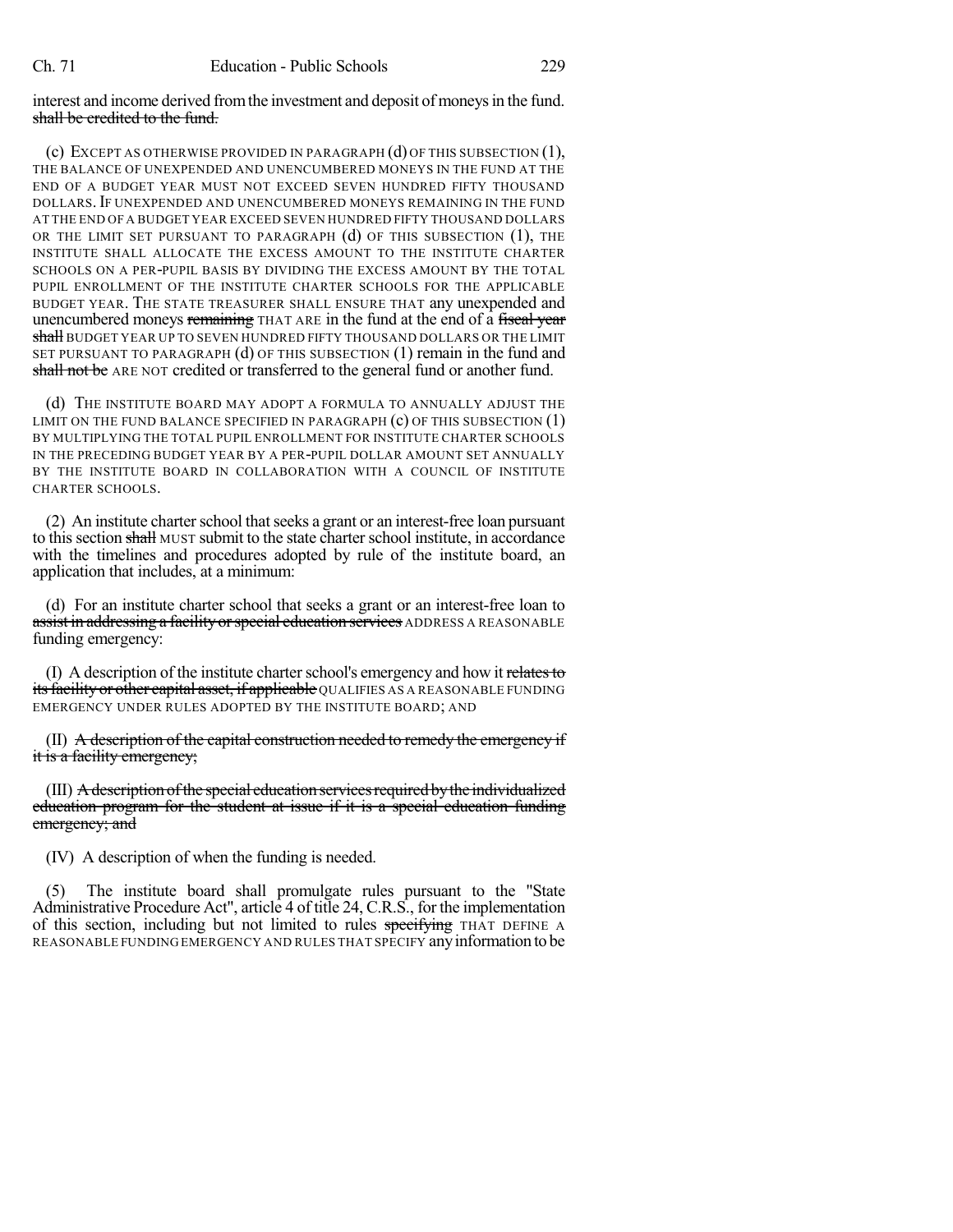interest and income derived from the investment and deposit of moneys in the fund. ~~shall be credited to the fund.~~

(c) EXCEPT AS OTHERWISE PROVIDED IN PARAGRAPH (d) OF THIS SUBSECTION (1), THE BALANCE OF UNEXPENDED AND UNENCUMBERED MONEYS IN THE FUND AT THE END OF A BUDGET YEAR MUST NOT EXCEED SEVEN HUNDRED FIFTY THOUSAND DOLLARS. IF UNEXPENDED AND UNENCUMBERED MONEYS REMAINING IN THE FUND AT THE END OF A BUDGET YEAR EXCEED SEVEN HUNDRED FIFTY THOUSAND DOLLARS OR THE LIMIT SET PURSUANT TO PARAGRAPH (d) OF THIS SUBSECTION (1), THE INSTITUTE SHALL ALLOCATE THE EXCESS AMOUNT TO THE INSTITUTE CHARTER SCHOOLS ON A PER-PUPIL BASIS BY DIVIDING THE EXCESS AMOUNT BY THE TOTAL PUPIL ENROLLMENT OF THE INSTITUTE CHARTER SCHOOLS FOR THE APPLICABLE BUDGET YEAR. THE STATE TREASURER SHALL ENSURE THAT any unexpended and unencumbered moneys ~~remaining~~ THAT ARE in the fund at the end of a ~~fiscal year shall~~ BUDGET YEAR UP TO SEVEN HUNDRED FIFTY THOUSAND DOLLARS OR THE LIMIT SET PURSUANT TO PARAGRAPH (d) OF THIS SUBSECTION (1) remain in the fund and ~~shall not be~~ ARE NOT credited or transferred to the general fund or another fund.

(d) THE INSTITUTE BOARD MAY ADOPT A FORMULA TO ANNUALLY ADJUST THE LIMIT ON THE FUND BALANCE SPECIFIED IN PARAGRAPH (c) OF THIS SUBSECTION (1) BY MULTIPLYING THE TOTAL PUPIL ENROLLMENT FOR INSTITUTE CHARTER SCHOOLS IN THE PRECEDING BUDGET YEAR BY A PER-PUPIL DOLLAR AMOUNT SET ANNUALLY BY THE INSTITUTE BOARD IN COLLABORATION WITH A COUNCIL OF INSTITUTE CHARTER SCHOOLS.

(2) An institute charter school that seeks a grant or an interest-free loan pursuant to this section ~~shall~~ MUST submit to the state charter school institute, in accordance with the timelines and procedures adopted by rule of the institute board, an application that includes, at a minimum:

(d) For an institute charter school that seeks a grant or an interest-free loan to ~~assist in addressing a facility or special education services~~ ADDRESS A REASONABLE funding emergency:

(I) A description of the institute charter school's emergency and how it ~~relates to its facility or other capital asset, if applicable~~ QUALIFIES AS A REASONABLE FUNDING EMERGENCY UNDER RULES ADOPTED BY THE INSTITUTE BOARD; AND

(II) ~~A description of the capital construction needed to remedy the emergency if it is a facility emergency;~~

(III) ~~A description of the special education services required by the individualized education program for the student at issue if it is a special education funding emergency; and~~

(IV) A description of when the funding is needed.

(5) The institute board shall promulgate rules pursuant to the "State Administrative Procedure Act", article 4 of title 24, C.R.S., for the implementation of this section, including but not limited to rules ~~specifying~~ THAT DEFINE A REASONABLE FUNDING EMERGENCY AND RULES THAT SPECIFY any information to be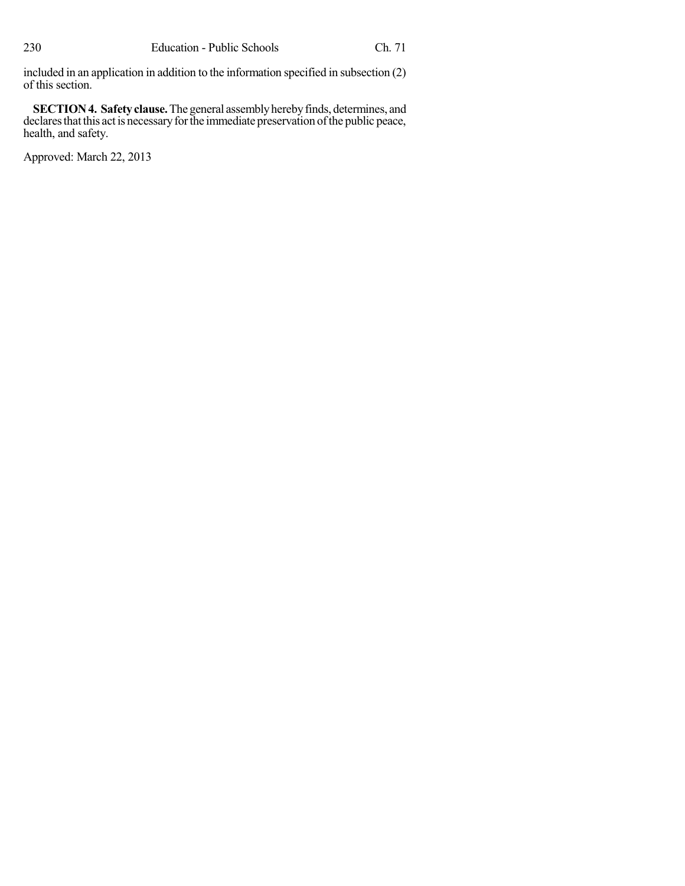included in an application in addition to the information specified in subsection (2) of this section.

**SECTION 4. Safety clause.** The general assembly hereby finds, determines, and declares that this act is necessary for the immediate preservation of the public peace, health, and safety.

Approved: March 22, 2013